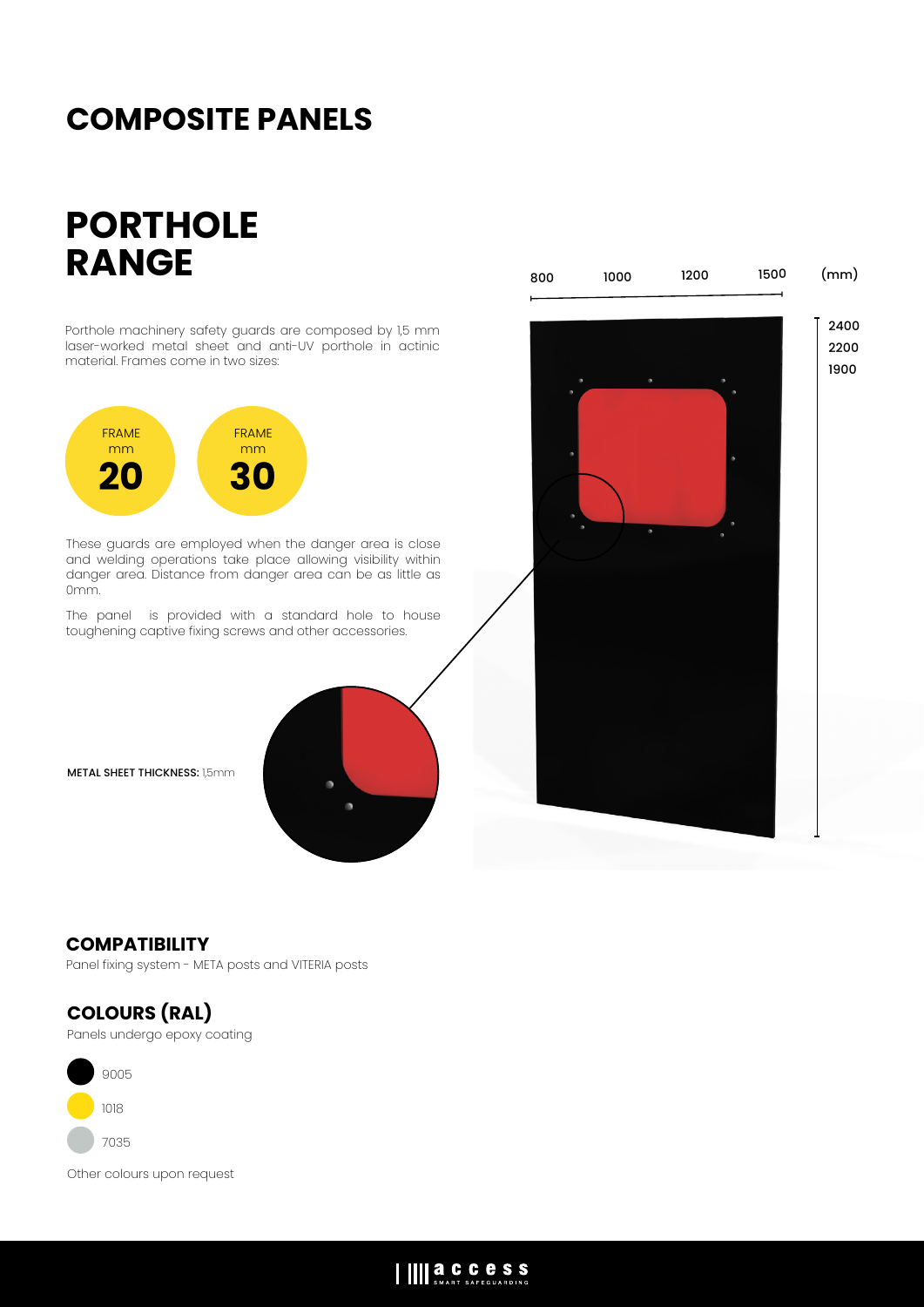# COMPOSITE PANELS

## PORTHOLE RANGE

Porthole machinery safety guards are composed by 1,5 mm laser-worked metal sheet and anti-UV porthole in actinic material. Frames come in two sizes:

FRAME mm **20**

FRAME mm **30**

These guards are employed when the danger area is close and welding operations take place allowing visibility within danger area. Distance from danger area can be as little as 0mm.

The panel is provided with a standard hole to house toughening captive fixing screws and other accessories.

**METAL SHEET THICKNESS:** 1,5mm

800 1000 1200 1500 (mm)

2400
2200
1900

### COMPATIBILITY

Panel fixing system - META posts and VITERIA posts

### COLOURS (RAL)

Panels undergo epoxy coating

- 9005
- 1018
- 7035

Other colours upon request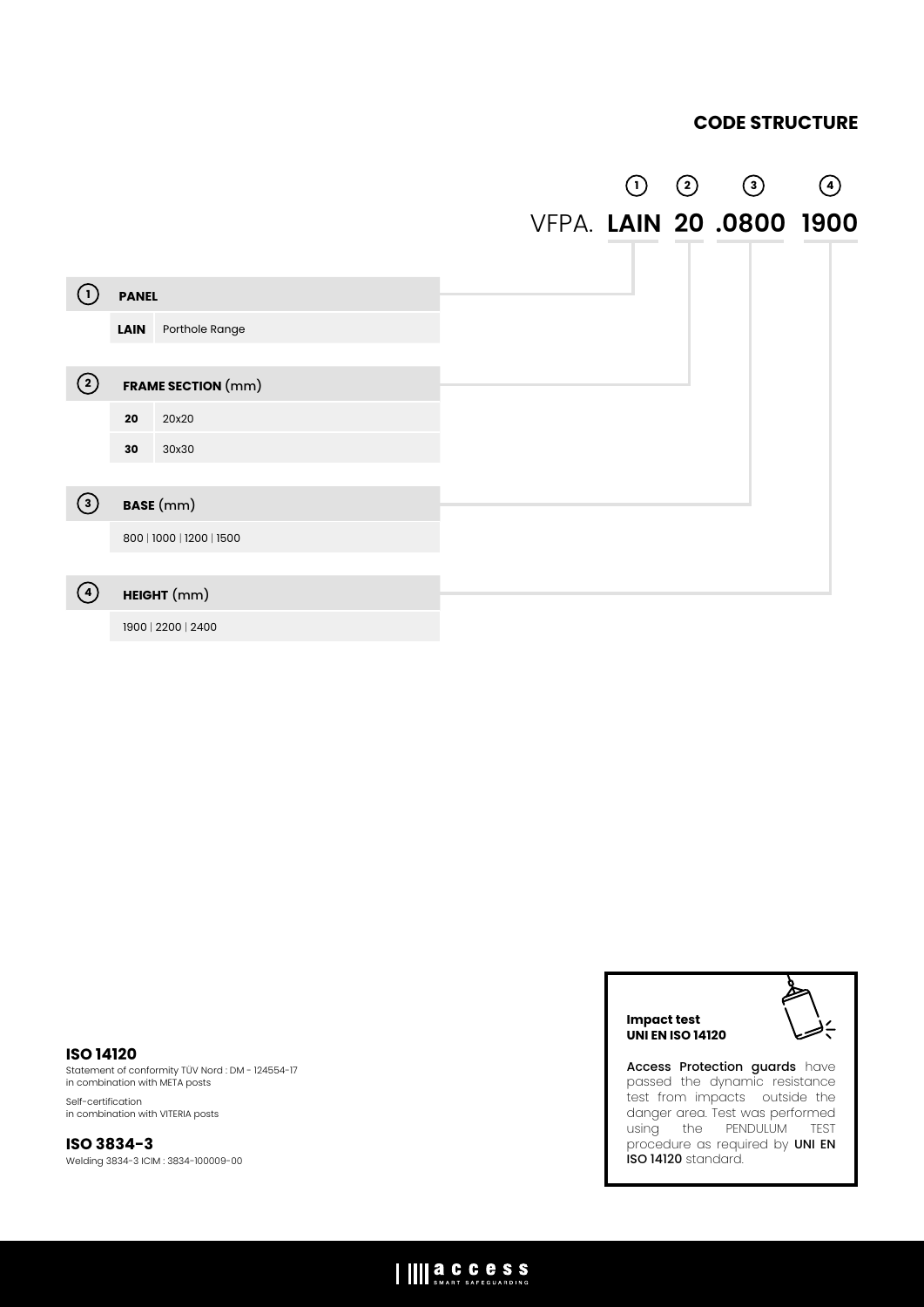## CODE STRUCTURE

VFPA. **LAIN** **20** **.0800** **1900**

(1) LAIN — (2) 20 — (3) .0800 — (4) 1900

### (1) PANEL

| | |
|---|---|
| **LAIN** | Porthole Range |

### (2) FRAME SECTION (mm)

| | |
|---|---|
| **20** | 20x20 |
| **30** | 30x30 |

### (3) BASE (mm)

800 | 1000 | 1200 | 1500

### (4) HEIGHT (mm)

1900 | 2200 | 2400

**ISO 14120**

Statement of conformity TÜV Nord : DM - 124554-17
in combination with META posts

Self-certification
in combination with VITERIA posts

**ISO 3834-3**

Welding 3834-3 ICIM : 3834-100009-00

**Impact test**
**UNI EN ISO 14120**

**Access Protection guards** have passed the dynamic resistance test from impacts outside the danger area. Test was performed using the PENDULUM TEST procedure as required by **UNI EN ISO 14120** standard.

access SMART SAFEGUARDING